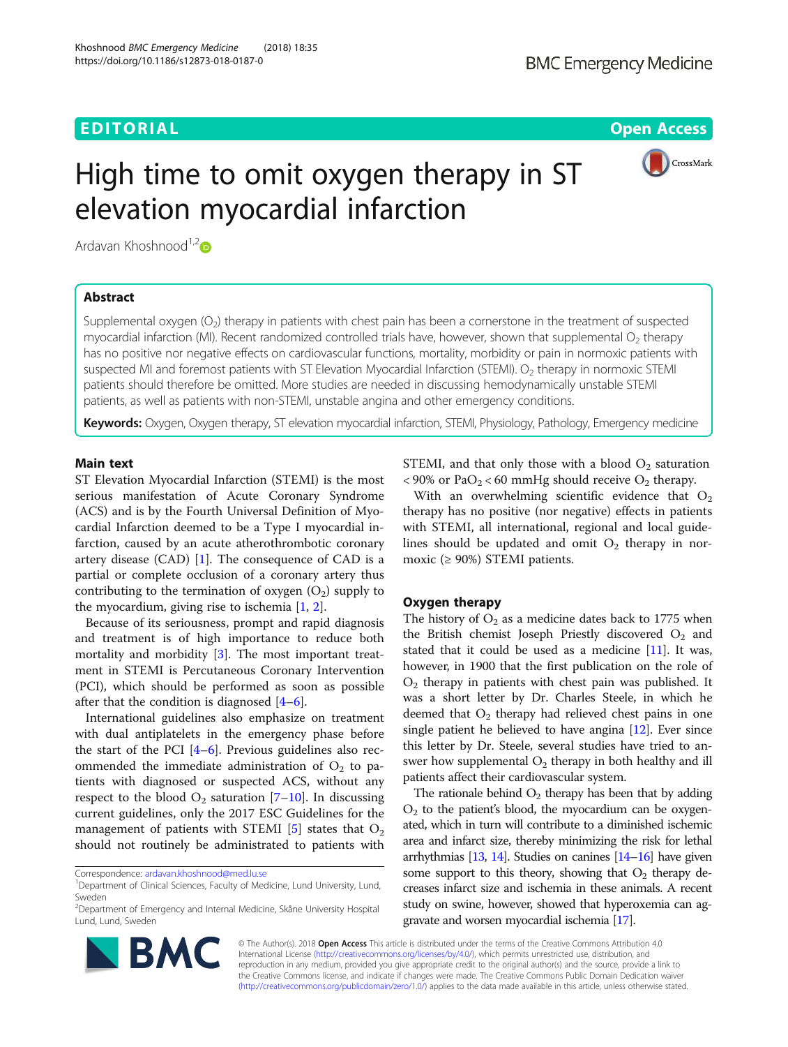EDITORIAL

Open Access

# High time to omit oxygen therapy in ST elevation myocardial infarction

Ardavan Khoshnood[1,2]

## Abstract

Supplemental oxygen ($O_2$) therapy in patients with chest pain has been a cornerstone in the treatment of suspected myocardial infarction (MI). Recent randomized controlled trials have, however, shown that supplemental $O_2$ therapy has no positive nor negative effects on cardiovascular functions, mortality, morbidity or pain in normoxic patients with suspected MI and foremost patients with ST Elevation Myocardial Infarction (STEMI). $O_2$ therapy in normoxic STEMI patients should therefore be omitted. More studies are needed in discussing hemodynamically unstable STEMI patients, as well as patients with non-STEMI, unstable angina and other emergency conditions.

**Keywords:** Oxygen, Oxygen therapy, ST elevation myocardial infarction, STEMI, Physiology, Pathology, Emergency medicine

## Main text

ST Elevation Myocardial Infarction (STEMI) is the most serious manifestation of Acute Coronary Syndrome (ACS) and is by the Fourth Universal Definition of Myocardial Infarction deemed to be a Type I myocardial infarction, caused by an acute atherothrombotic coronary artery disease (CAD) [1]. The consequence of CAD is a partial or complete occlusion of a coronary artery thus contributing to the termination of oxygen ($O_2$) supply to the myocardium, giving rise to ischemia [1, 2].

Because of its seriousness, prompt and rapid diagnosis and treatment is of high importance to reduce both mortality and morbidity [3]. The most important treatment in STEMI is Percutaneous Coronary Intervention (PCI), which should be performed as soon as possible after that the condition is diagnosed [4–6].

International guidelines also emphasize on treatment with dual antiplatelets in the emergency phase before the start of the PCI [4–6]. Previous guidelines also recommended the immediate administration of $O_2$ to patients with diagnosed or suspected ACS, without any respect to the blood $O_2$ saturation [7–10]. In discussing current guidelines, only the 2017 ESC Guidelines for the management of patients with STEMI [5] states that $O_2$ should not routinely be administrated to patients with STEMI, and that only those with a blood $O_2$ saturation < 90% or $PaO_2$ < 60 mmHg should receive $O_2$ therapy.

With an overwhelming scientific evidence that $O_2$ therapy has no positive (nor negative) effects in patients with STEMI, all international, regional and local guidelines should be updated and omit $O_2$ therapy in normoxic (≥ 90%) STEMI patients.

## Oxygen therapy

The history of $O_2$ as a medicine dates back to 1775 when the British chemist Joseph Priestly discovered $O_2$ and stated that it could be used as a medicine [11]. It was, however, in 1900 that the first publication on the role of $O_2$ therapy in patients with chest pain was published. It was a short letter by Dr. Charles Steele, in which he deemed that $O_2$ therapy had relieved chest pains in one single patient he believed to have angina [12]. Ever since this letter by Dr. Steele, several studies have tried to answer how supplemental $O_2$ therapy in both healthy and ill patients affect their cardiovascular system.

The rationale behind $O_2$ therapy has been that by adding $O_2$ to the patient's blood, the myocardium can be oxygenated, which in turn will contribute to a diminished ischemic area and infarct size, thereby minimizing the risk for lethal arrhythmias [13, 14]. Studies on canines [14–16] have given some support to this theory, showing that $O_2$ therapy decreases infarct size and ischemia in these animals. A recent study on swine, however, showed that hyperoxemia can aggravate and worsen myocardial ischemia [17].

Correspondence: ardavan.khoshnood@med.lu.se

[1] Department of Clinical Sciences, Faculty of Medicine, Lund University, Lund, Sweden

[2] Department of Emergency and Internal Medicine, Skåne University Hospital Lund, Lund, Sweden

© The Author(s). 2018 **Open Access** This article is distributed under the terms of the Creative Commons Attribution 4.0 International License (http://creativecommons.org/licenses/by/4.0/), which permits unrestricted use, distribution, and reproduction in any medium, provided you give appropriate credit to the original author(s) and the source, provide a link to the Creative Commons license, and indicate if changes were made. The Creative Commons Public Domain Dedication waiver (http://creativecommons.org/publicdomain/zero/1.0/) applies to the data made available in this article, unless otherwise stated.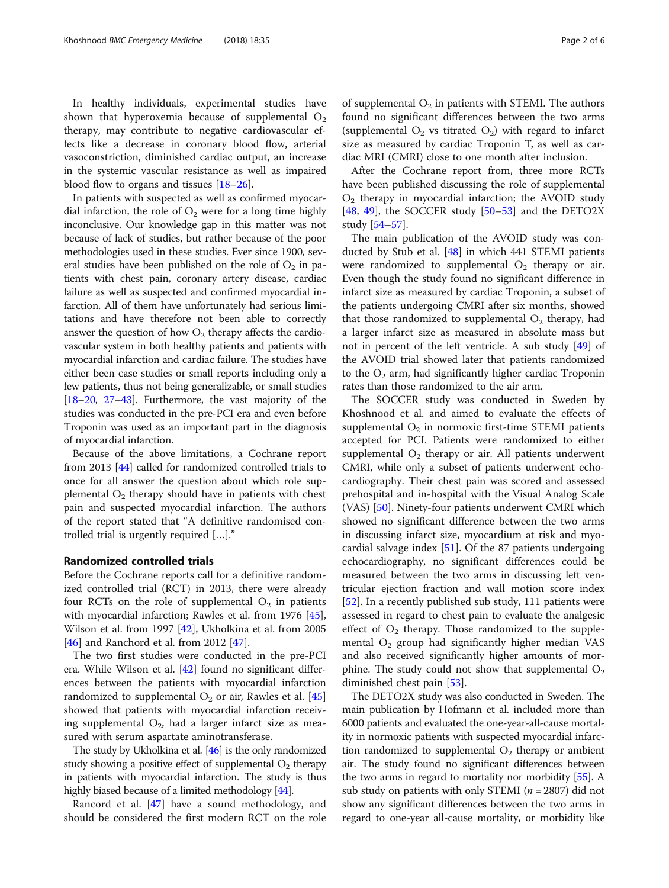In healthy individuals, experimental studies have shown that hyperoxemia because of supplemental $O_2$ therapy, may contribute to negative cardiovascular effects like a decrease in coronary blood flow, arterial vasoconstriction, diminished cardiac output, an increase in the systemic vascular resistance as well as impaired blood flow to organs and tissues [18–26].

In patients with suspected as well as confirmed myocardial infarction, the role of $O_2$ were for a long time highly inconclusive. Our knowledge gap in this matter was not because of lack of studies, but rather because of the poor methodologies used in these studies. Ever since 1900, several studies have been published on the role of $O_2$ in patients with chest pain, coronary artery disease, cardiac failure as well as suspected and confirmed myocardial infarction. All of them have unfortunately had serious limitations and have therefore not been able to correctly answer the question of how $O_2$ therapy affects the cardiovascular system in both healthy patients and patients with myocardial infarction and cardiac failure. The studies have either been case studies or small reports including only a few patients, thus not being generalizable, or small studies [18–20, 27–43]. Furthermore, the vast majority of the studies was conducted in the pre-PCI era and even before Troponin was used as an important part in the diagnosis of myocardial infarction.

Because of the above limitations, a Cochrane report from 2013 [44] called for randomized controlled trials to once for all answer the question about which role supplemental $O_2$ therapy should have in patients with chest pain and suspected myocardial infarction. The authors of the report stated that "A definitive randomised controlled trial is urgently required […]."

## Randomized controlled trials

Before the Cochrane reports call for a definitive randomized controlled trial (RCT) in 2013, there were already four RCTs on the role of supplemental $O_2$ in patients with myocardial infarction; Rawles et al. from 1976 [45], Wilson et al. from 1997 [42], Ukholkina et al. from 2005 [46] and Ranchord et al. from 2012 [47].

The two first studies were conducted in the pre-PCI era. While Wilson et al. [42] found no significant differences between the patients with myocardial infarction randomized to supplemental $O_2$ or air, Rawles et al. [45] showed that patients with myocardial infarction receiving supplemental $O_2$, had a larger infarct size as measured with serum aspartate aminotransferase.

The study by Ukholkina et al. [46] is the only randomized study showing a positive effect of supplemental $O_2$ therapy in patients with myocardial infarction. The study is thus highly biased because of a limited methodology [44].

Rancord et al. [47] have a sound methodology, and should be considered the first modern RCT on the role of supplemental $O_2$ in patients with STEMI. The authors found no significant differences between the two arms (supplemental $O_2$ vs titrated $O_2$) with regard to infarct size as measured by cardiac Troponin T, as well as cardiac MRI (CMRI) close to one month after inclusion.

After the Cochrane report from, three more RCTs have been published discussing the role of supplemental $O_2$ therapy in myocardial infarction; the AVOID study [48, 49], the SOCCER study [50–53] and the DETO2X study [54–57].

The main publication of the AVOID study was conducted by Stub et al. [48] in which 441 STEMI patients were randomized to supplemental $O_2$ therapy or air. Even though the study found no significant difference in infarct size as measured by cardiac Troponin, a subset of the patients undergoing CMRI after six months, showed that those randomized to supplemental $O_2$ therapy, had a larger infarct size as measured in absolute mass but not in percent of the left ventricle. A sub study [49] of the AVOID trial showed later that patients randomized to the $O_2$ arm, had significantly higher cardiac Troponin rates than those randomized to the air arm.

The SOCCER study was conducted in Sweden by Khoshnood et al. and aimed to evaluate the effects of supplemental $O_2$ in normoxic first-time STEMI patients accepted for PCI. Patients were randomized to either supplemental $O_2$ therapy or air. All patients underwent CMRI, while only a subset of patients underwent echocardiography. Their chest pain was scored and assessed prehospital and in-hospital with the Visual Analog Scale (VAS) [50]. Ninety-four patients underwent CMRI which showed no significant difference between the two arms in discussing infarct size, myocardium at risk and myocardial salvage index [51]. Of the 87 patients undergoing echocardiography, no significant differences could be measured between the two arms in discussing left ventricular ejection fraction and wall motion score index [52]. In a recently published sub study, 111 patients were assessed in regard to chest pain to evaluate the analgesic effect of $O_2$ therapy. Those randomized to the supplemental $O_2$ group had significantly higher median VAS and also received significantly higher amounts of morphine. The study could not show that supplemental $O_2$ diminished chest pain [53].

The DETO2X study was also conducted in Sweden. The main publication by Hofmann et al. included more than 6000 patients and evaluated the one-year-all-cause mortality in normoxic patients with suspected myocardial infarction randomized to supplemental $O_2$ therapy or ambient air. The study found no significant differences between the two arms in regard to mortality nor morbidity [55]. A sub study on patients with only STEMI ($n = 2807$) did not show any significant differences between the two arms in regard to one-year all-cause mortality, or morbidity like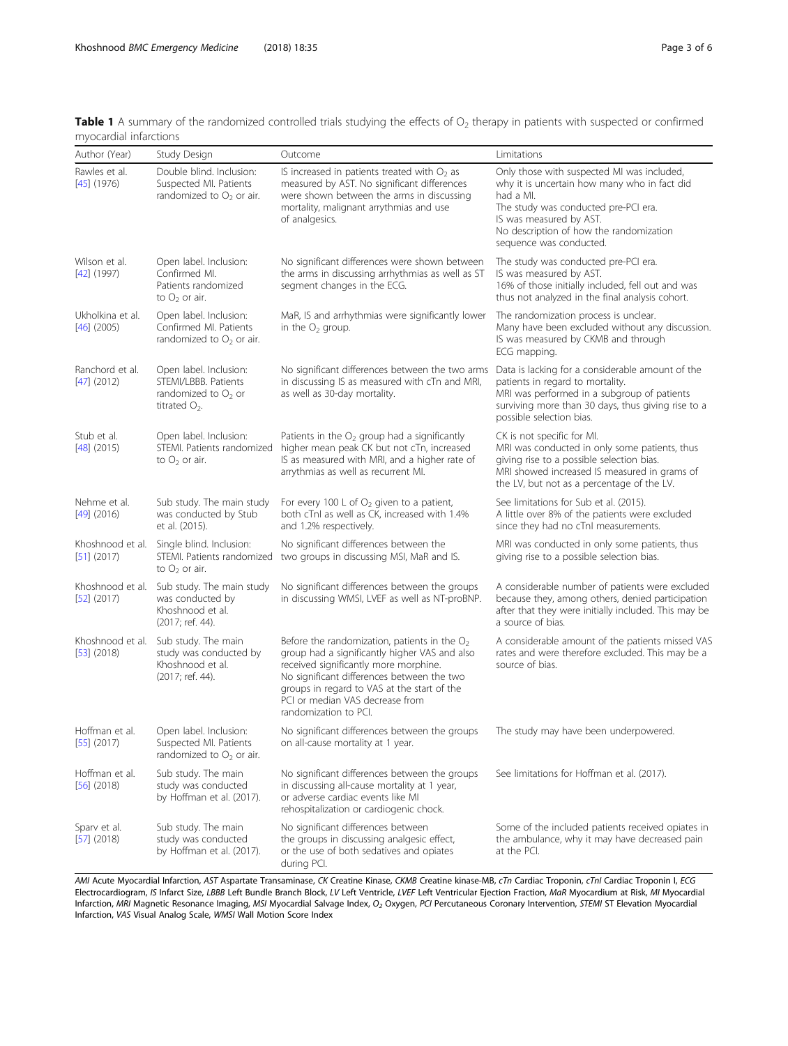**Table 1** A summary of the randomized controlled trials studying the effects of $O_2$ therapy in patients with suspected or confirmed myocardial infarctions

| Author (Year) | Study Design | Outcome | Limitations |
|---|---|---|---|
| Rawles et al. [45] (1976) | Double blind. Inclusion: Suspected MI. Patients randomized to $O_2$ or air. | IS increased in patients treated with $O_2$ as measured by AST. No significant differences were shown between the arms in discussing mortality, malignant arrythmias and use of analgesics. | Only those with suspected MI was included, why it is uncertain how many who in fact did had a MI. The study was conducted pre-PCI era. IS was measured by AST. No description of how the randomization sequence was conducted. |
| Wilson et al. [42] (1997) | Open label. Inclusion: Confirmed MI. Patients randomized to $O_2$ or air. | No significant differences were shown between the arms in discussing arrhythmias as well as ST segment changes in the ECG. | The study was conducted pre-PCI era. IS was measured by AST. 16% of those initially included, fell out and was thus not analyzed in the final analysis cohort. |
| Ukholkina et al. [46] (2005) | Open label. Inclusion: Confirmed MI. Patients randomized to $O_2$ or air. | MaR, IS and arrhythmias were significantly lower in the $O_2$ group. | The randomization process is unclear. Many have been excluded without any discussion. IS was measured by CKMB and through ECG mapping. |
| Ranchord et al. [47] (2012) | Open label. Inclusion: STEMI/LBBB. Patients randomized to $O_2$ or titrated $O_2$. | No significant differences between the two arms in discussing IS as measured with cTn and MRI, as well as 30-day mortality. | Data is lacking for a considerable amount of the patients in regard to mortality. MRI was performed in a subgroup of patients surviving more than 30 days, thus giving rise to a possible selection bias. |
| Stub et al. [48] (2015) | Open label. Inclusion: STEMI. Patients randomized to $O_2$ or air. | Patients in the $O_2$ group had a significantly higher mean peak CK but not cTn, increased IS as measured with MRI, and a higher rate of arrythmias as well as recurrent MI. | CK is not specific for MI. MRI was conducted in only some patients, thus giving rise to a possible selection bias. MRI showed increased IS measured in grams of the LV, but not as a percentage of the LV. |
| Nehme et al. [49] (2016) | Sub study. The main study was conducted by Stub et al. (2015). | For every 100 L of $O_2$ given to a patient, both cTnI as well as CK, increased with 1.4% and 1.2% respectively. | See limitations for Sub et al. (2015). A little over 8% of the patients were excluded since they had no cTnI measurements. |
| Khoshnood et al. [51] (2017) | Single blind. Inclusion: STEMI. Patients randomized to $O_2$ or air. | No significant differences between the two groups in discussing MSI, MaR and IS. | MRI was conducted in only some patients, thus giving rise to a possible selection bias. |
| Khoshnood et al. [52] (2017) | Sub study. The main study was conducted by Khoshnood et al. (2017; ref. 44). | No significant differences between the groups in discussing WMSI, LVEF as well as NT-proBNP. | A considerable number of patients were excluded because they, among others, denied participation after that they were initially included. This may be a source of bias. |
| Khoshnood et al. [53] (2018) | Sub study. The main study was conducted by Khoshnood et al. (2017; ref. 44). | Before the randomization, patients in the $O_2$ group had a significantly higher VAS and also received significantly more morphine. No significant differences between the two groups in regard to VAS at the start of the PCI or median VAS decrease from randomization to PCI. | A considerable amount of the patients missed VAS rates and were therefore excluded. This may be a source of bias. |
| Hoffman et al. [55] (2017) | Open label. Inclusion: Suspected MI. Patients randomized to $O_2$ or air. | No significant differences between the groups on all-cause mortality at 1 year. | The study may have been underpowered. |
| Hoffman et al. [56] (2018) | Sub study. The main study was conducted by Hoffman et al. (2017). | No significant differences between the groups in discussing all-cause mortality at 1 year, or adverse cardiac events like MI rehospitalization or cardiogenic chock. | See limitations for Hoffman et al. (2017). |
| Sparv et al. [57] (2018) | Sub study. The main study was conducted by Hoffman et al. (2017). | No significant differences between the groups in discussing analgesic effect, or the use of both sedatives and opiates during PCI. | Some of the included patients received opiates in the ambulance, why it may have decreased pain at the PCI. |

*AMI* Acute Myocardial Infarction, *AST* Aspartate Transaminase, *CK* Creatine Kinase, *CKMB* Creatine kinase-MB, *cTn* Cardiac Troponin, *cTnI* Cardiac Troponin I, *ECG* Electrocardiogram, *IS* Infarct Size, *LBBB* Left Bundle Branch Block, *LV* Left Ventricle, *LVEF* Left Ventricular Ejection Fraction, *MaR* Myocardium at Risk, *MI* Myocardial Infarction, *MRI* Magnetic Resonance Imaging, *MSI* Myocardial Salvage Index, *$O_2$* Oxygen, *PCI* Percutaneous Coronary Intervention, *STEMI* ST Elevation Myocardial Infarction, *VAS* Visual Analog Scale, *WMSI* Wall Motion Score Index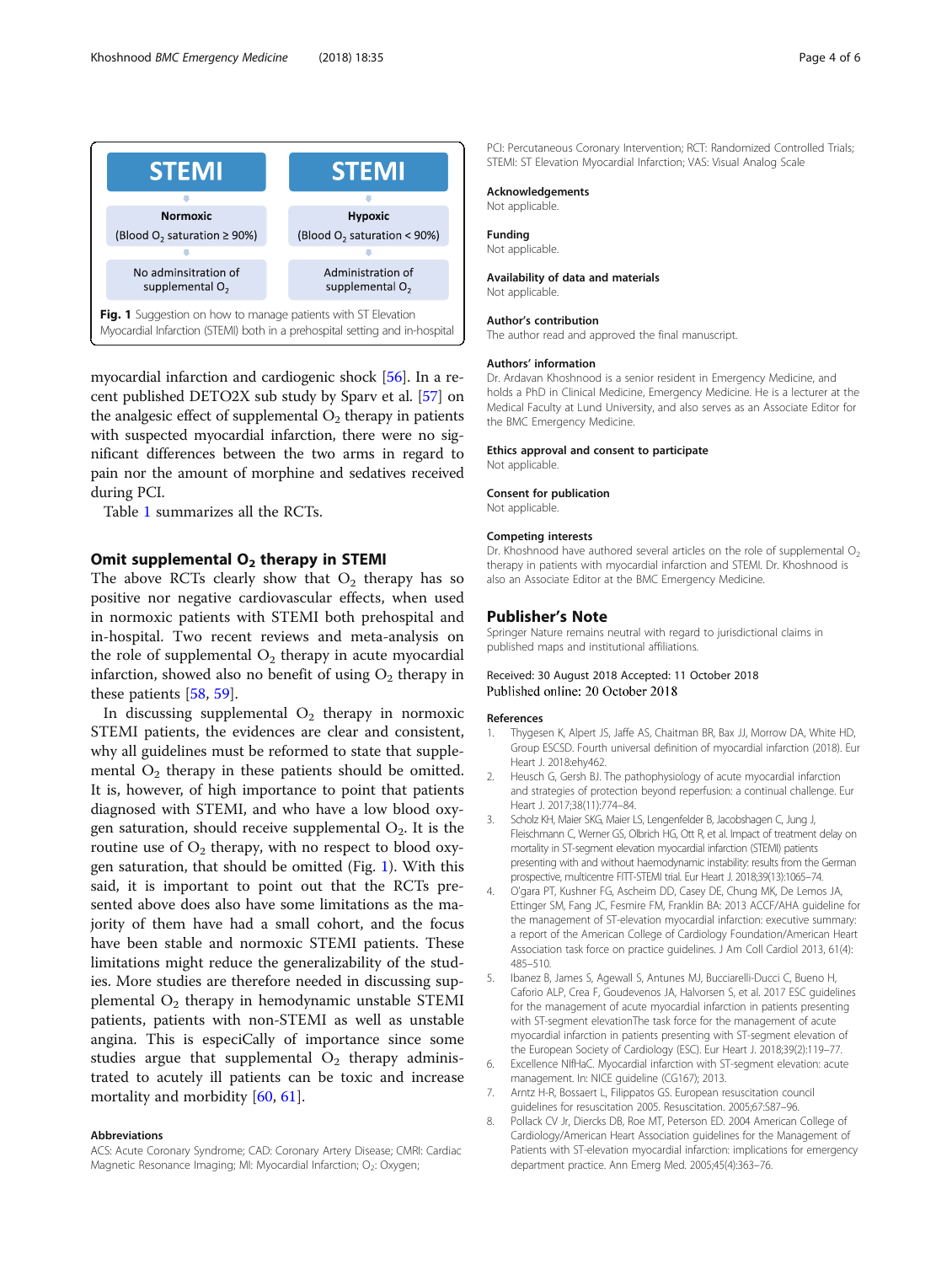| STEMI | STEMI |
| --- | --- |
| Normoxic (Blood $O_2$ saturation ≥ 90%) | Hypoxic (Blood $O_2$ saturation < 90%) |
| No adminsitration of supplemental $O_2$ | Administration of supplemental $O_2$ |

**Fig. 1** Suggestion on how to manage patients with ST Elevation Myocardial Infarction (STEMI) both in a prehospital setting and in-hospital

myocardial infarction and cardiogenic shock [56]. In a recent published DETO2X sub study by Sparv et al. [57] on the analgesic effect of supplemental $O_2$ therapy in patients with suspected myocardial infarction, there were no significant differences between the two arms in regard to pain nor the amount of morphine and sedatives received during PCI.

Table 1 summarizes all the RCTs.

## Omit supplemental $O_2$ therapy in STEMI

The above RCTs clearly show that $O_2$ therapy has so positive nor negative cardiovascular effects, when used in normoxic patients with STEMI both prehospital and in-hospital. Two recent reviews and meta-analysis on the role of supplemental $O_2$ therapy in acute myocardial infarction, showed also no benefit of using $O_2$ therapy in these patients [58, 59].

In discussing supplemental $O_2$ therapy in normoxic STEMI patients, the evidences are clear and consistent, why all guidelines must be reformed to state that supplemental $O_2$ therapy in these patients should be omitted. It is, however, of high importance to point that patients diagnosed with STEMI, and who have a low blood oxygen saturation, should receive supplemental $O_2$. It is the routine use of $O_2$ therapy, with no respect to blood oxygen saturation, that should be omitted (Fig. 1). With this said, it is important to point out that the RCTs presented above does also have some limitations as the majority of them have had a small cohort, and the focus have been stable and normoxic STEMI patients. These limitations might reduce the generalizability of the studies. More studies are therefore needed in discussing supplemental $O_2$ therapy in hemodynamic unstable STEMI patients, patients with non-STEMI as well as unstable angina. This is especiCally of importance since some studies argue that supplemental $O_2$ therapy administrated to acutely ill patients can be toxic and increase mortality and morbidity [60, 61].

### Abbreviations

ACS: Acute Coronary Syndrome; CAD: Coronary Artery Disease; CMRI: Cardiac Magnetic Resonance Imaging; MI: Myocardial Infarction; $O_2$: Oxygen; PCI: Percutaneous Coronary Intervention; RCT: Randomized Controlled Trials; STEMI: ST Elevation Myocardial Infarction; VAS: Visual Analog Scale

### Acknowledgements

Not applicable.

### Funding

Not applicable.

### Availability of data and materials

Not applicable.

### Author's contribution

The author read and approved the final manuscript.

### Authors' information

Dr. Ardavan Khoshnood is a senior resident in Emergency Medicine, and holds a PhD in Clinical Medicine, Emergency Medicine. He is a lecturer at the Medical Faculty at Lund University, and also serves as an Associate Editor for the BMC Emergency Medicine.

### Ethics approval and consent to participate

Not applicable.

### Consent for publication

Not applicable.

### Competing interests

Dr. Khoshnood have authored several articles on the role of supplemental $O_2$ therapy in patients with myocardial infarction and STEMI. Dr. Khoshnood is also an Associate Editor at the BMC Emergency Medicine.

## Publisher's Note

Springer Nature remains neutral with regard to jurisdictional claims in published maps and institutional affiliations.

Received: 30 August 2018 Accepted: 11 October 2018
Published online: 20 October 2018

### References

1. Thygesen K, Alpert JS, Jaffe AS, Chaitman BR, Bax JJ, Morrow DA, White HD, Group ESCSD. Fourth universal definition of myocardial infarction (2018). Eur Heart J. 2018:ehy462.
2. Heusch G, Gersh BJ. The pathophysiology of acute myocardial infarction and strategies of protection beyond reperfusion: a continual challenge. Eur Heart J. 2017;38(11):774–84.
3. Scholz KH, Maier SKG, Maier LS, Lengenfelder B, Jacobshagen C, Jung J, Fleischmann C, Werner GS, Olbrich HG, Ott R, et al. Impact of treatment delay on mortality in ST-segment elevation myocardial infarction (STEMI) patients presenting with and without haemodynamic instability: results from the German prospective, multicentre FITT-STEMI trial. Eur Heart J. 2018;39(13):1065–74.
4. O'gara PT, Kushner FG, Ascheim DD, Casey DE, Chung MK, De Lemos JA, Ettinger SM, Fang JC, Fesmire FM, Franklin BA: 2013 ACCF/AHA guideline for the management of ST-elevation myocardial infarction: executive summary: a report of the American College of Cardiology Foundation/American Heart Association task force on practice guidelines. J Am Coll Cardiol 2013, 61(4): 485–510.
5. Ibanez B, James S, Agewall S, Antunes MJ, Bucciarelli-Ducci C, Bueno H, Caforio ALP, Crea F, Goudevenos JA, Halvorsen S, et al. 2017 ESC guidelines for the management of acute myocardial infarction in patients presenting with ST-segment elevationThe task force for the management of acute myocardial infarction in patients presenting with ST-segment elevation of the European Society of Cardiology (ESC). Eur Heart J. 2018;39(2):119–77.
6. Excellence NIfHaC. Myocardial infarction with ST-segment elevation: acute management. In: NICE guideline (CG167); 2013.
7. Arntz H-R, Bossaert L, Filippatos GS. European resuscitation council guidelines for resuscitation 2005. Resuscitation. 2005;67:S87–96.
8. Pollack CV Jr, Diercks DB, Roe MT, Peterson ED. 2004 American College of Cardiology/American Heart Association guidelines for the Management of Patients with ST-elevation myocardial infarction: implications for emergency department practice. Ann Emerg Med. 2005;45(4):363–76.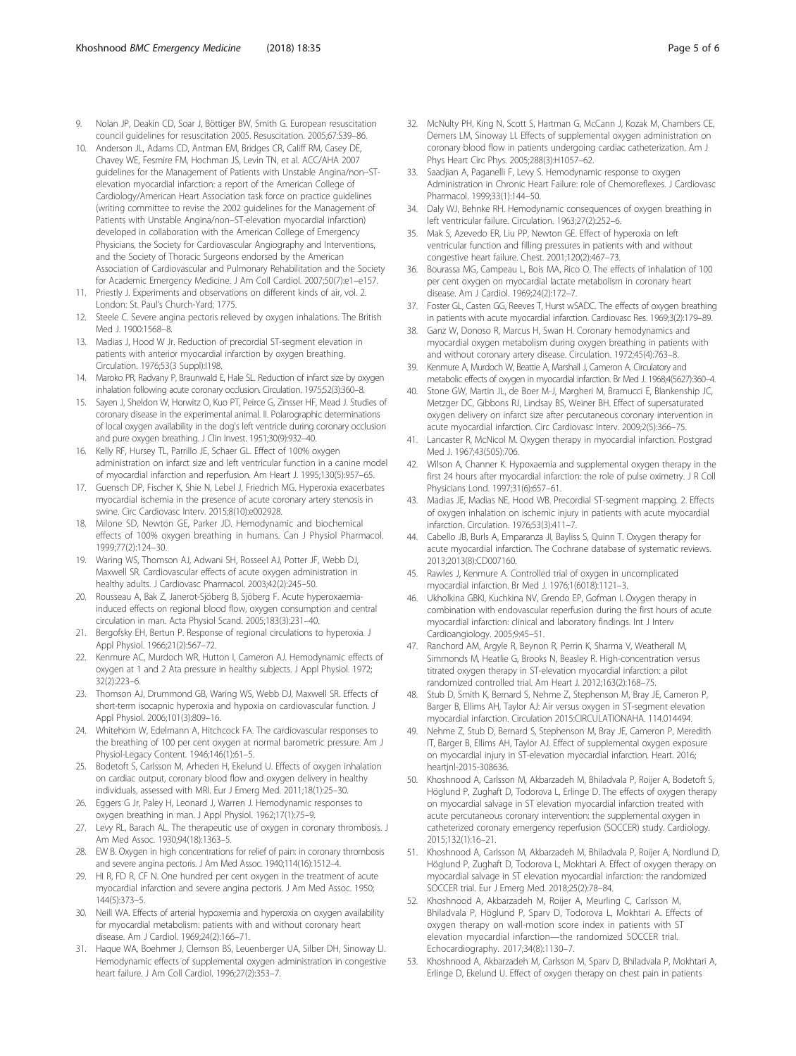9. Nolan JP, Deakin CD, Soar J, Böttiger BW, Smith G. European resuscitation council guidelines for resuscitation 2005. Resuscitation. 2005;67:S39–86.
10. Anderson JL, Adams CD, Antman EM, Bridges CR, Califf RM, Casey DE, Chavey WE, Fesmire FM, Hochman JS, Levin TN, et al. ACC/AHA 2007 guidelines for the Management of Patients with Unstable Angina/non–ST-elevation myocardial infarction: a report of the American College of Cardiology/American Heart Association task force on practice guidelines (writing committee to revise the 2002 guidelines for the Management of Patients with Unstable Angina/non–ST-elevation myocardial infarction) developed in collaboration with the American College of Emergency Physicians, the Society for Cardiovascular Angiography and Interventions, and the Society of Thoracic Surgeons endorsed by the American Association of Cardiovascular and Pulmonary Rehabilitation and the Society for Academic Emergency Medicine. J Am Coll Cardiol. 2007;50(7):e1–e157.
11. Priestly J. Experiments and observations on different kinds of air, vol. 2. London: St. Paul's Church-Yard; 1775.
12. Steele C. Severe angina pectoris relieved by oxygen inhalations. The British Med J. 1900:1568–8.
13. Madias J, Hood W Jr. Reduction of precordial ST-segment elevation in patients with anterior myocardial infarction by oxygen breathing. Circulation. 1976;53(3 Suppl):I198.
14. Maroko PR, Radvany P, Braunwald E, Hale SL. Reduction of infarct size by oxygen inhalation following acute coronary occlusion. Circulation. 1975;52(3):360–8.
15. Sayen J, Sheldon W, Horwitz O, Kuo PT, Peirce G, Zinsser HF, Mead J. Studies of coronary disease in the experimental animal. II. Polarographic determinations of local oxygen availability in the dog's left ventricle during coronary occlusion and pure oxygen breathing. J Clin Invest. 1951;30(9):932–40.
16. Kelly RF, Hursey TL, Parrillo JE, Schaer GL. Effect of 100% oxygen administration on infarct size and left ventricular function in a canine model of myocardial infarction and reperfusion. Am Heart J. 1995;130(5):957–65.
17. Guensch DP, Fischer K, Shie N, Lebel J, Friedrich MG. Hyperoxia exacerbates myocardial ischemia in the presence of acute coronary artery stenosis in swine. Circ Cardiovasc Interv. 2015;8(10):e002928.
18. Milone SD, Newton GE, Parker JD. Hemodynamic and biochemical effects of 100% oxygen breathing in humans. Can J Physiol Pharmacol. 1999;77(2):124–30.
19. Waring WS, Thomson AJ, Adwani SH, Rosseel AJ, Potter JF, Webb DJ, Maxwell SR. Cardiovascular effects of acute oxygen administration in healthy adults. J Cardiovasc Pharmacol. 2003;42(2):245–50.
20. Rousseau A, Bak Z, Janerot-Sjöberg B, Sjöberg F. Acute hyperoxaemia-induced effects on regional blood flow, oxygen consumption and central circulation in man. Acta Physiol Scand. 2005;183(3):231–40.
21. Bergofsky EH, Bertun P. Response of regional circulations to hyperoxia. J Appl Physiol. 1966;21(2):567–72.
22. Kenmure AC, Murdoch WR, Hutton I, Cameron AJ. Hemodynamic effects of oxygen at 1 and 2 Ata pressure in healthy subjects. J Appl Physiol. 1972; 32(2):223–6.
23. Thomson AJ, Drummond GB, Waring WS, Webb DJ, Maxwell SR. Effects of short-term isocapnic hyperoxia and hypoxia on cardiovascular function. J Appl Physiol. 2006;101(3):809–16.
24. Whitehorn W, Edelmann A, Hitchcock FA. The cardiovascular responses to the breathing of 100 per cent oxygen at normal barometric pressure. Am J Physiol-Legacy Content. 1946;146(1):61–5.
25. Bodetoft S, Carlsson M, Arheden H, Ekelund U. Effects of oxygen inhalation on cardiac output, coronary blood flow and oxygen delivery in healthy individuals, assessed with MRI. Eur J Emerg Med. 2011;18(1):25–30.
26. Eggers G Jr, Paley H, Leonard J, Warren J. Hemodynamic responses to oxygen breathing in man. J Appl Physiol. 1962;17(1):75–9.
27. Levy RL, Barach AL. The therapeutic use of oxygen in coronary thrombosis. J Am Med Assoc. 1930;94(18):1363–5.
28. EW B. Oxygen in high concentrations for relief of pain: in coronary thrombosis and severe angina pectoris. J Am Med Assoc. 1940;114(16):1512–4.
29. HI R, FD R, CF N. One hundred per cent oxygen in the treatment of acute myocardial infarction and severe angina pectoris. J Am Med Assoc. 1950; 144(5):373–5.
30. Neill WA. Effects of arterial hypoxemia and hyperoxia on oxygen availability for myocardial metabolism: patients with and without coronary heart disease. Am J Cardiol. 1969;24(2):166–71.
31. Haque WA, Boehmer J, Clemson BS, Leuenberger UA, Silber DH, Sinoway LI. Hemodynamic effects of supplemental oxygen administration in congestive heart failure. J Am Coll Cardiol. 1996;27(2):353–7.
32. McNulty PH, King N, Scott S, Hartman G, McCann J, Kozak M, Chambers CE, Demers LM, Sinoway LI. Effects of supplemental oxygen administration on coronary blood flow in patients undergoing cardiac catheterization. Am J Phys Heart Circ Phys. 2005;288(3):H1057–62.
33. Saadjian A, Paganelli F, Levy S. Hemodynamic response to oxygen Administration in Chronic Heart Failure: role of Chemoreflexes. J Cardiovasc Pharmacol. 1999;33(1):144–50.
34. Daly WJ, Behnke RH. Hemodynamic consequences of oxygen breathing in left ventricular failure. Circulation. 1963;27(2):252–6.
35. Mak S, Azevedo ER, Liu PP, Newton GE. Effect of hyperoxia on left ventricular function and filling pressures in patients with and without congestive heart failure. Chest. 2001;120(2):467–73.
36. Bourassa MG, Campeau L, Bois MA, Rico O. The effects of inhalation of 100 per cent oxygen on myocardial lactate metabolism in coronary heart disease. Am J Cardiol. 1969;24(2):172–7.
37. Foster GL, Casten GG, Reeves T, Hurst wSADC. The effects of oxygen breathing in patients with acute myocardial infarction. Cardiovasc Res. 1969;3(2):179–89.
38. Ganz W, Donoso R, Marcus H, Swan H. Coronary hemodynamics and myocardial oxygen metabolism during oxygen breathing in patients with and without coronary artery disease. Circulation. 1972;45(4):763–8.
39. Kenmure A, Murdoch W, Beattie A, Marshall J, Cameron A. Circulatory and metabolic effects of oxygen in myocardial infarction. Br Med J. 1968;4(5627):360–4.
40. Stone GW, Martin JL, de Boer M-J, Margheri M, Bramucci E, Blankenship JC, Metzger DC, Gibbons RJ, Lindsay BS, Weiner BH. Effect of supersaturated oxygen delivery on infarct size after percutaneous coronary intervention in acute myocardial infarction. Circ Cardiovasc Interv. 2009;2(5):366–75.
41. Lancaster R, McNicol M. Oxygen therapy in myocardial infarction. Postgrad Med J. 1967;43(505):706.
42. Wilson A, Channer K. Hypoxaemia and supplemental oxygen therapy in the first 24 hours after myocardial infarction: the role of pulse oximetry. J R Coll Physicians Lond. 1997;31(6):657–61.
43. Madias JE, Madias NE, Hood WB. Precordial ST-segment mapping. 2. Effects of oxygen inhalation on ischemic injury in patients with acute myocardial infarction. Circulation. 1976;53(3):411–7.
44. Cabello JB, Burls A, Emparanza JI, Bayliss S, Quinn T. Oxygen therapy for acute myocardial infarction. The Cochrane database of systematic reviews. 2013;2013(8):CD007160.
45. Rawles J, Kenmure A. Controlled trial of oxygen in uncomplicated myocardial infarction. Br Med J. 1976;1(6018):1121–3.
46. Ukholkina GBKI, Kuchkina NV, Grendo EP, Gofman I. Oxygen therapy in combination with endovascular reperfusion during the first hours of acute myocardial infarction: clinical and laboratory findings. Int J Interv Cardioangiology. 2005;9:45–51.
47. Ranchord AM, Argyle R, Beynon R, Perrin K, Sharma V, Weatherall M, Simmonds M, Heatlie G, Brooks N, Beasley R. High-concentration versus titrated oxygen therapy in ST-elevation myocardial infarction: a pilot randomized controlled trial. Am Heart J. 2012;163(2):168–75.
48. Stub D, Smith K, Bernard S, Nehme Z, Stephenson M, Bray JE, Cameron P, Barger B, Ellims AH, Taylor AJ: Air versus oxygen in ST-segment elevation myocardial infarction. Circulation 2015:CIRCULATIONAHA. 114.014494.
49. Nehme Z, Stub D, Bernard S, Stephenson M, Bray JE, Cameron P, Meredith IT, Barger B, Ellims AH, Taylor AJ. Effect of supplemental oxygen exposure on myocardial injury in ST-elevation myocardial infarction. Heart. 2016; heartjnl-2015-308636.
50. Khoshnood A, Carlsson M, Akbarzadeh M, Bhiladvala P, Roijer A, Bodetoft S, Höglund P, Zughaft D, Todorova L, Erlinge D. The effects of oxygen therapy on myocardial salvage in ST elevation myocardial infarction treated with acute percutaneous coronary intervention: the supplemental oxygen in catheterized coronary emergency reperfusion (SOCCER) study. Cardiology. 2015;132(1):16–21.
51. Khoshnood A, Carlsson M, Akbarzadeh M, Bhiladvala P, Roijer A, Nordlund D, Höglund P, Zughaft D, Todorova L, Mokhtari A. Effect of oxygen therapy on myocardial salvage in ST elevation myocardial infarction: the randomized SOCCER trial. Eur J Emerg Med. 2018;25(2):78–84.
52. Khoshnood A, Akbarzadeh M, Roijer A, Meurling C, Carlsson M, Bhiladvala P, Höglund P, Sparv D, Todorova L, Mokhtari A. Effects of oxygen therapy on wall-motion score index in patients with ST elevation myocardial infarction—the randomized SOCCER trial. Echocardiography. 2017;34(8):1130–7.
53. Khoshnood A, Akbarzadeh M, Carlsson M, Sparv D, Bhiladvala P, Mokhtari A, Erlinge D, Ekelund U. Effect of oxygen therapy on chest pain in patients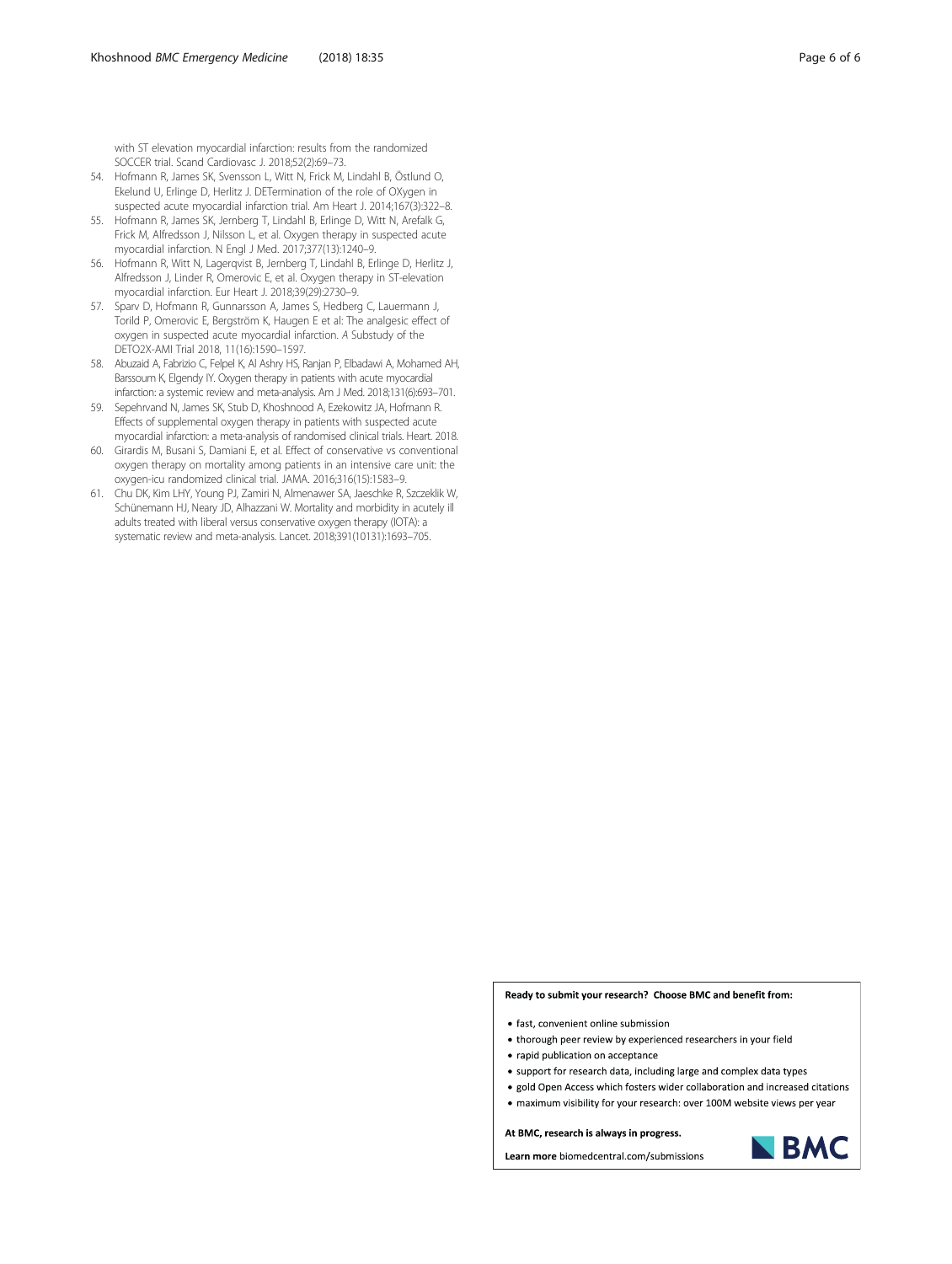with ST elevation myocardial infarction: results from the randomized SOCCER trial. Scand Cardiovasc J. 2018;52(2):69–73.

54. Hofmann R, James SK, Svensson L, Witt N, Frick M, Lindahl B, Östlund O, Ekelund U, Erlinge D, Herlitz J. DETermination of the role of OXygen in suspected acute myocardial infarction trial. Am Heart J. 2014;167(3):322–8.
55. Hofmann R, James SK, Jernberg T, Lindahl B, Erlinge D, Witt N, Arefalk G, Frick M, Alfredsson J, Nilsson L, et al. Oxygen therapy in suspected acute myocardial infarction. N Engl J Med. 2017;377(13):1240–9.
56. Hofmann R, Witt N, Lagerqvist B, Jernberg T, Lindahl B, Erlinge D, Herlitz J, Alfredsson J, Linder R, Omerovic E, et al. Oxygen therapy in ST-elevation myocardial infarction. Eur Heart J. 2018;39(29):2730–9.
57. Sparv D, Hofmann R, Gunnarsson A, James S, Hedberg C, Lauermann J, Torild P, Omerovic E, Bergström K, Haugen E et al: The analgesic effect of oxygen in suspected acute myocardial infarction. *A* Substudy of the DETO2X-AMI Trial 2018, 11(16):1590–1597.
58. Abuzaid A, Fabrizio C, Felpel K, Al Ashry HS, Ranjan P, Elbadawi A, Mohamed AH, Barssoum K, Elgendy IY. Oxygen therapy in patients with acute myocardial infarction: a systemic review and meta-analysis. Am J Med. 2018;131(6):693–701.
59. Sepehrvand N, James SK, Stub D, Khoshnood A, Ezekowitz JA, Hofmann R. Effects of supplemental oxygen therapy in patients with suspected acute myocardial infarction: a meta-analysis of randomised clinical trials. Heart. 2018.
60. Girardis M, Busani S, Damiani E, et al. Effect of conservative vs conventional oxygen therapy on mortality among patients in an intensive care unit: the oxygen-icu randomized clinical trial. JAMA. 2016;316(15):1583–9.
61. Chu DK, Kim LHY, Young PJ, Zamiri N, Almenawer SA, Jaeschke R, Szczeklik W, Schünemann HJ, Neary JD, Alhazzani W. Mortality and morbidity in acutely ill adults treated with liberal versus conservative oxygen therapy (IOTA): a systematic review and meta-analysis. Lancet. 2018;391(10131):1693–705.

**Ready to submit your research? Choose BMC and benefit from:**

- fast, convenient online submission
- thorough peer review by experienced researchers in your field
- rapid publication on acceptance
- support for research data, including large and complex data types
- gold Open Access which fosters wider collaboration and increased citations
- maximum visibility for your research: over 100M website views per year

**At BMC, research is always in progress.**

**Learn more** biomedcentral.com/submissions

BMC